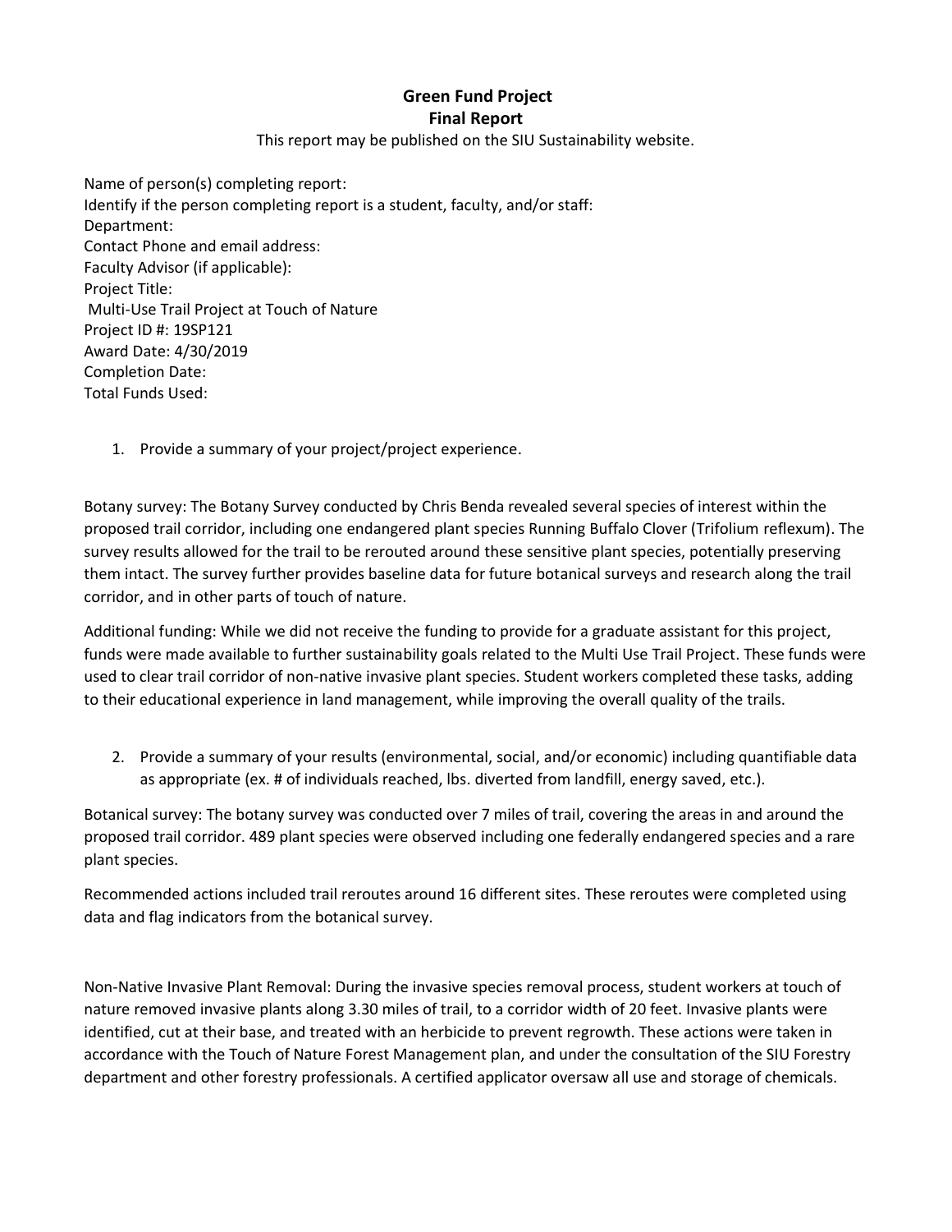# Green Fund Project
# Final Report

This report may be published on the SIU Sustainability website.

Name of person(s) completing report:
Identify if the person completing report is a student, faculty, and/or staff:
Department:
Contact Phone and email address:
Faculty Advisor (if applicable):
Project Title:
Multi-Use Trail Project at Touch of Nature
Project ID #: 19SP121
Award Date: 4/30/2019
Completion Date:
Total Funds Used:

1. Provide a summary of your project/project experience.

Botany survey: The Botany Survey conducted by Chris Benda revealed several species of interest within the proposed trail corridor, including one endangered plant species Running Buffalo Clover (Trifolium reflexum). The survey results allowed for the trail to be rerouted around these sensitive plant species, potentially preserving them intact. The survey further provides baseline data for future botanical surveys and research along the trail corridor, and in other parts of touch of nature.

Additional funding: While we did not receive the funding to provide for a graduate assistant for this project, funds were made available to further sustainability goals related to the Multi Use Trail Project. These funds were used to clear trail corridor of non-native invasive plant species. Student workers completed these tasks, adding to their educational experience in land management, while improving the overall quality of the trails.

2. Provide a summary of your results (environmental, social, and/or economic) including quantifiable data as appropriate (ex. # of individuals reached, lbs. diverted from landfill, energy saved, etc.).

Botanical survey: The botany survey was conducted over 7 miles of trail, covering the areas in and around the proposed trail corridor. 489 plant species were observed including one federally endangered species and a rare plant species.

Recommended actions included trail reroutes around 16 different sites. These reroutes were completed using data and flag indicators from the botanical survey.

Non-Native Invasive Plant Removal: During the invasive species removal process, student workers at touch of nature removed invasive plants along 3.30 miles of trail, to a corridor width of 20 feet. Invasive plants were identified, cut at their base, and treated with an herbicide to prevent regrowth. These actions were taken in accordance with the Touch of Nature Forest Management plan, and under the consultation of the SIU Forestry department and other forestry professionals. A certified applicator oversaw all use and storage of chemicals.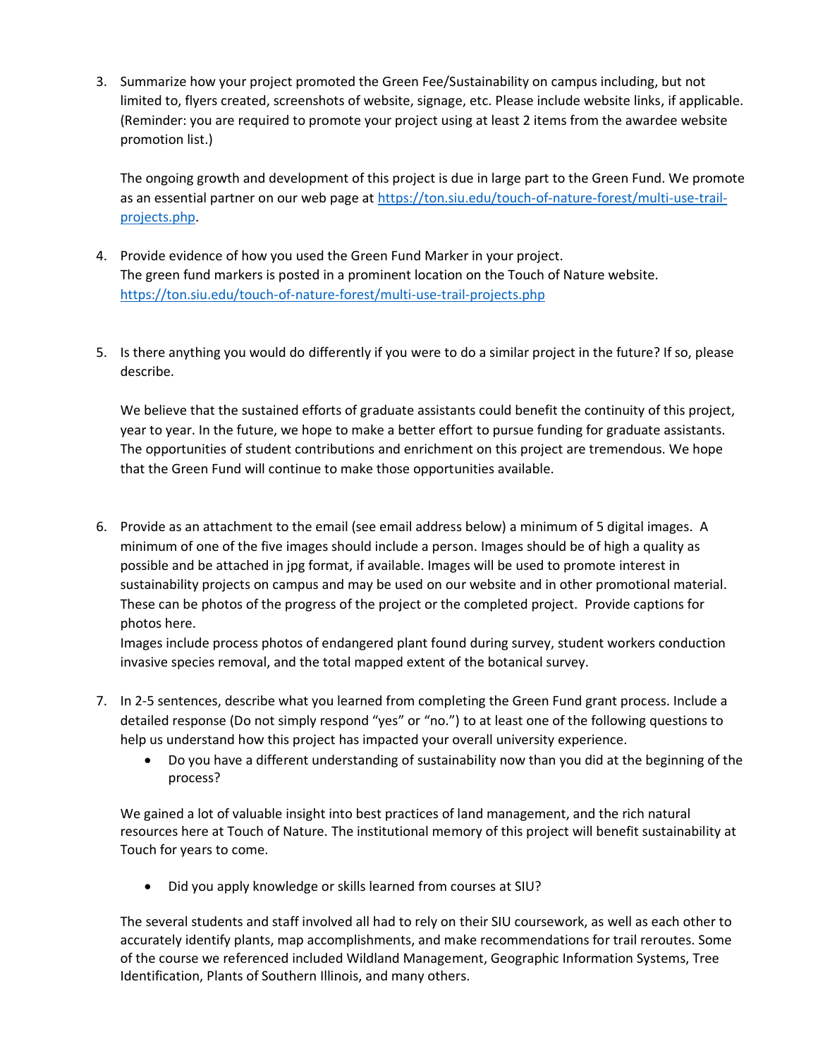3. Summarize how your project promoted the Green Fee/Sustainability on campus including, but not limited to, flyers created, screenshots of website, signage, etc. Please include website links, if applicable. (Reminder: you are required to promote your project using at least 2 items from the awardee website promotion list.)

   The ongoing growth and development of this project is due in large part to the Green Fund. We promote as an essential partner on our web page at [https://ton.siu.edu/touch-of-nature-forest/multi-use-trail-projects.php](https://ton.siu.edu/touch-of-nature-forest/multi-use-trail-projects.php).

4. Provide evidence of how you used the Green Fund Marker in your project.
   The green fund markers is posted in a prominent location on the Touch of Nature website.
   [https://ton.siu.edu/touch-of-nature-forest/multi-use-trail-projects.php](https://ton.siu.edu/touch-of-nature-forest/multi-use-trail-projects.php)

5. Is there anything you would do differently if you were to do a similar project in the future? If so, please describe.

   We believe that the sustained efforts of graduate assistants could benefit the continuity of this project, year to year. In the future, we hope to make a better effort to pursue funding for graduate assistants. The opportunities of student contributions and enrichment on this project are tremendous. We hope that the Green Fund will continue to make those opportunities available.

6. Provide as an attachment to the email (see email address below) a minimum of 5 digital images. A minimum of one of the five images should include a person. Images should be of high a quality as possible and be attached in jpg format, if available. Images will be used to promote interest in sustainability projects on campus and may be used on our website and in other promotional material. These can be photos of the progress of the project or the completed project. Provide captions for photos here.
   Images include process photos of endangered plant found during survey, student workers conduction invasive species removal, and the total mapped extent of the botanical survey.

7. In 2-5 sentences, describe what you learned from completing the Green Fund grant process. Include a detailed response (Do not simply respond "yes" or "no.") to at least one of the following questions to help us understand how this project has impacted your overall university experience.
   - Do you have a different understanding of sustainability now than you did at the beginning of the process?

   We gained a lot of valuable insight into best practices of land management, and the rich natural resources here at Touch of Nature. The institutional memory of this project will benefit sustainability at Touch for years to come.

   - Did you apply knowledge or skills learned from courses at SIU?

   The several students and staff involved all had to rely on their SIU coursework, as well as each other to accurately identify plants, map accomplishments, and make recommendations for trail reroutes. Some of the course we referenced included Wildland Management, Geographic Information Systems, Tree Identification, Plants of Southern Illinois, and many others.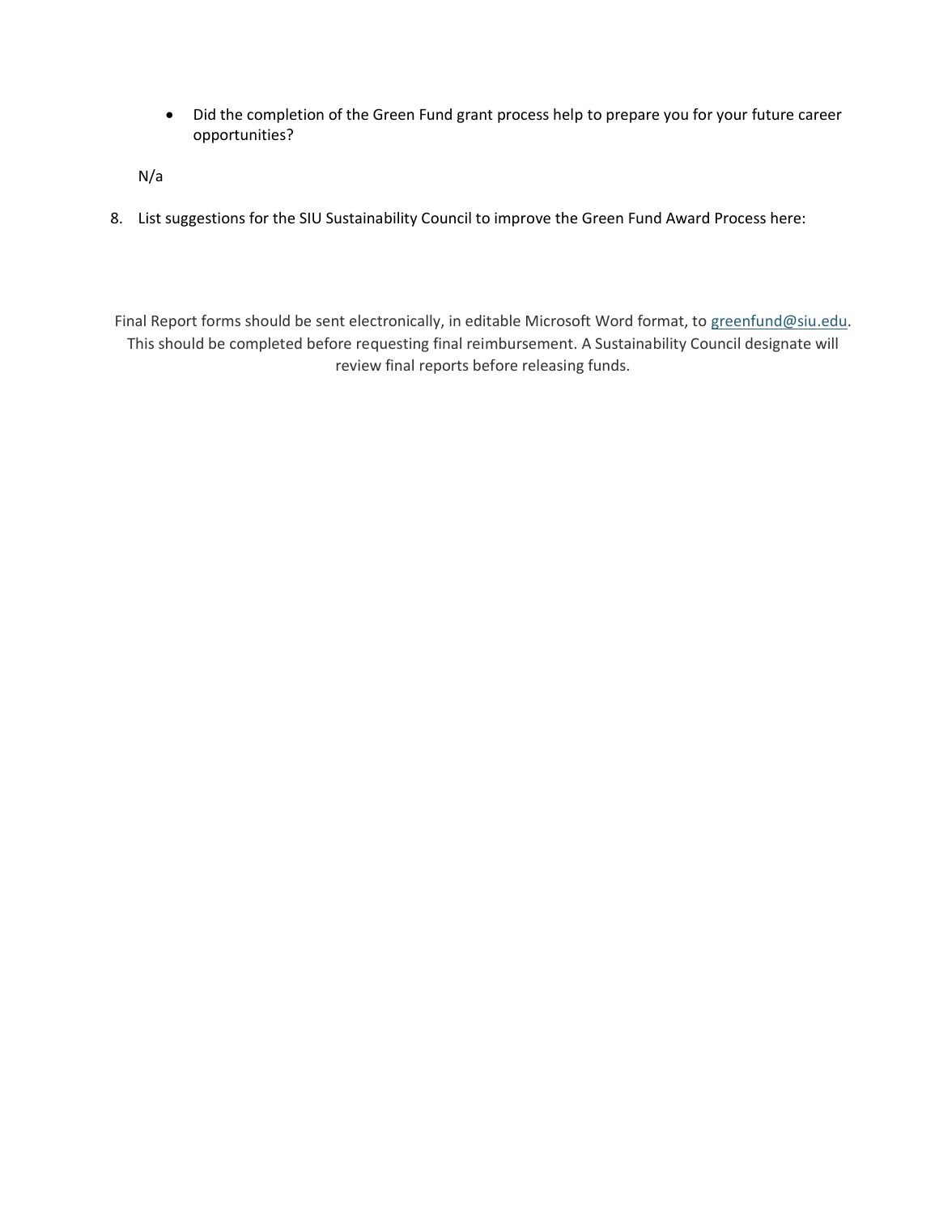- Did the completion of the Green Fund grant process help to prepare you for your future career opportunities?

N/a

8. List suggestions for the SIU Sustainability Council to improve the Green Fund Award Process here:

Final Report forms should be sent electronically, in editable Microsoft Word format, to greenfund@siu.edu. This should be completed before requesting final reimbursement. A Sustainability Council designate will review final reports before releasing funds.